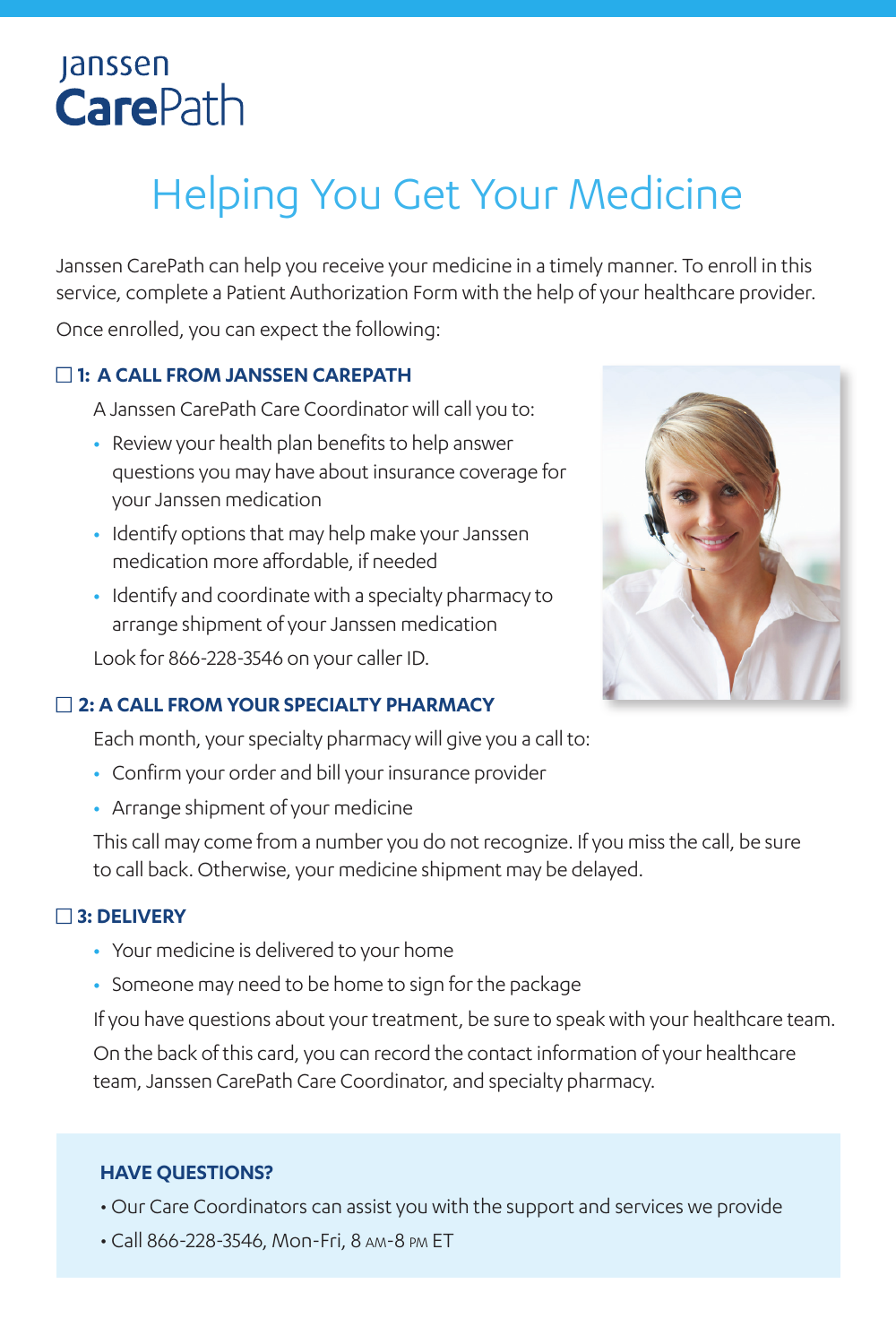Janssen CarePath

# Helping You Get Your Medicine

Janssen CarePath can help you receive your medicine in a timely manner. To enroll in this service, complete a Patient Authorization Form with the help of your healthcare provider.

Once enrolled, you can expect the following:

### ☐ 1: A CALL FROM JANSSEN CAREPATH

A Janssen CarePath Care Coordinator will call you to:

- Review your health plan benefits to help answer questions you may have about insurance coverage for your Janssen medication
- Identify options that may help make your Janssen medication more affordable, if needed
- Identify and coordinate with a specialty pharmacy to arrange shipment of your Janssen medication

Look for 866-228-3546 on your caller ID.

### ☐ 2: A CALL FROM YOUR SPECIALTY PHARMACY

Each month, your specialty pharmacy will give you a call to:

- Confirm your order and bill your insurance provider
- Arrange shipment of your medicine

This call may come from a number you do not recognize. If you miss the call, be sure to call back. Otherwise, your medicine shipment may be delayed.

### ☐ 3: DELIVERY

- Your medicine is delivered to your home
- Someone may need to be home to sign for the package

If you have questions about your treatment, be sure to speak with your healthcare team.

On the back of this card, you can record the contact information of your healthcare team, Janssen CarePath Care Coordinator, and specialty pharmacy.

**HAVE QUESTIONS?**

- Our Care Coordinators can assist you with the support and services we provide
- Call 866-228-3546, Mon-Fri, 8 AM-8 PM ET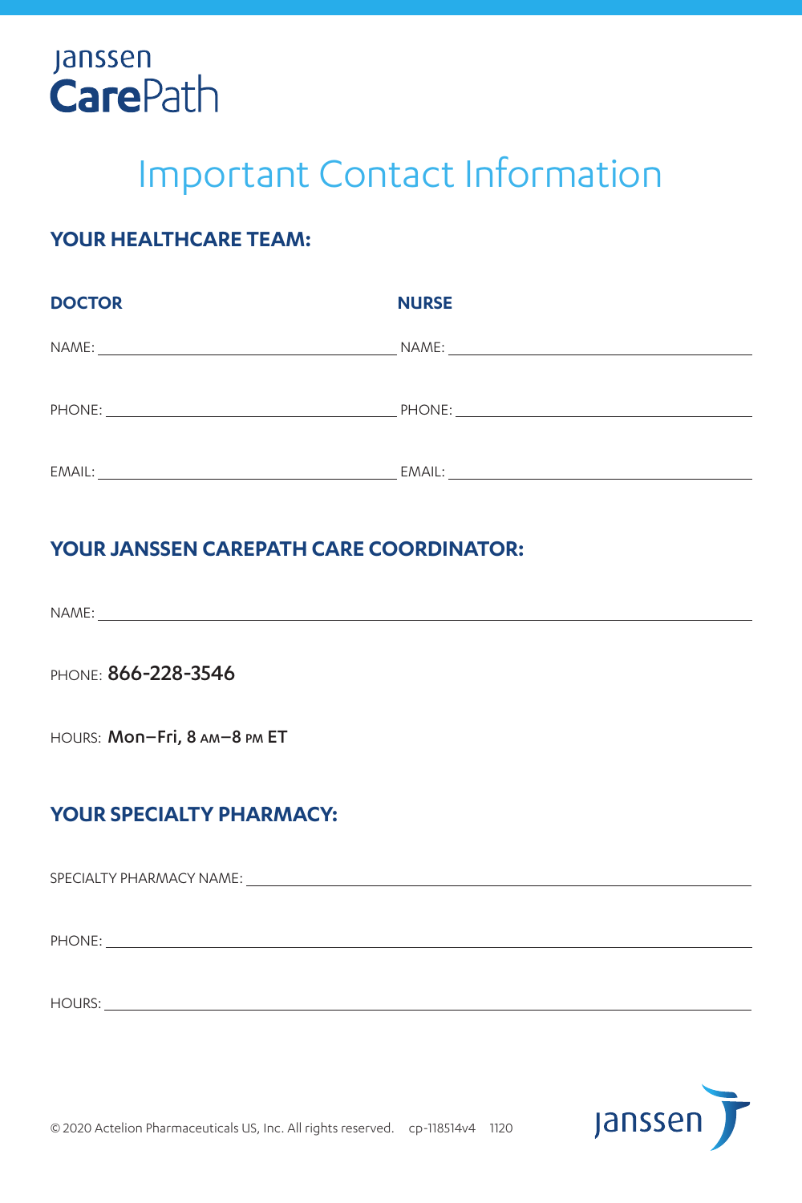Janssen CarePath

# Important Contact Information

## YOUR HEALTHCARE TEAM:

**DOCTOR**

NAME: ______________________

PHONE: ______________________

EMAIL: ______________________

**NURSE**

NAME: ______________________

PHONE: ______________________

EMAIL: ______________________

## YOUR JANSSEN CAREPATH CARE COORDINATOR:

NAME: ______________________

PHONE: **866-228-3546**

HOURS: **Mon–Fri, 8 AM–8 PM ET**

## YOUR SPECIALTY PHARMACY:

SPECIALTY PHARMACY NAME: ______________________

PHONE: ______________________

HOURS: ______________________

© 2020 Actelion Pharmaceuticals US, Inc. All rights reserved. cp-118514v4 1120

Janssen